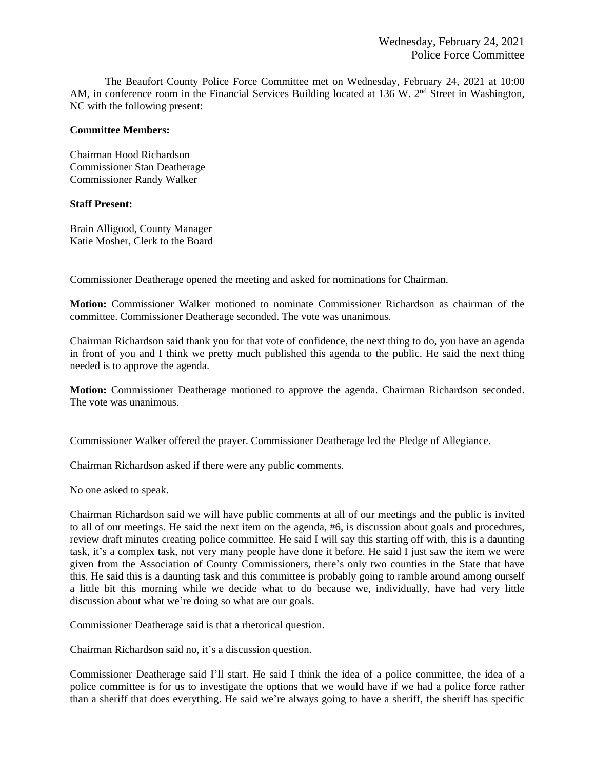Wednesday, February 24, 2021
Police Force Committee

The Beaufort County Police Force Committee met on Wednesday, February 24, 2021 at 10:00 AM, in conference room in the Financial Services Building located at 136 W. 2nd Street in Washington, NC with the following present:

**Committee Members:**

Chairman Hood Richardson
Commissioner Stan Deatherage
Commissioner Randy Walker

**Staff Present:**

Brain Alligood, County Manager
Katie Mosher, Clerk to the Board

---

Commissioner Deatherage opened the meeting and asked for nominations for Chairman.

**Motion:** Commissioner Walker motioned to nominate Commissioner Richardson as chairman of the committee. Commissioner Deatherage seconded. The vote was unanimous.

Chairman Richardson said thank you for that vote of confidence, the next thing to do, you have an agenda in front of you and I think we pretty much published this agenda to the public. He said the next thing needed is to approve the agenda.

**Motion:** Commissioner Deatherage motioned to approve the agenda. Chairman Richardson seconded. The vote was unanimous.

---

Commissioner Walker offered the prayer. Commissioner Deatherage led the Pledge of Allegiance.

Chairman Richardson asked if there were any public comments.

No one asked to speak.

Chairman Richardson said we will have public comments at all of our meetings and the public is invited to all of our meetings. He said the next item on the agenda, #6, is discussion about goals and procedures, review draft minutes creating police committee. He said I will say this starting off with, this is a daunting task, it's a complex task, not very many people have done it before. He said I just saw the item we were given from the Association of County Commissioners, there's only two counties in the State that have this. He said this is a daunting task and this committee is probably going to ramble around among ourself a little bit this morning while we decide what to do because we, individually, have had very little discussion about what we're doing so what are our goals.

Commissioner Deatherage said is that a rhetorical question.

Chairman Richardson said no, it's a discussion question.

Commissioner Deatherage said I'll start. He said I think the idea of a police committee, the idea of a police committee is for us to investigate the options that we would have if we had a police force rather than a sheriff that does everything. He said we're always going to have a sheriff, the sheriff has specific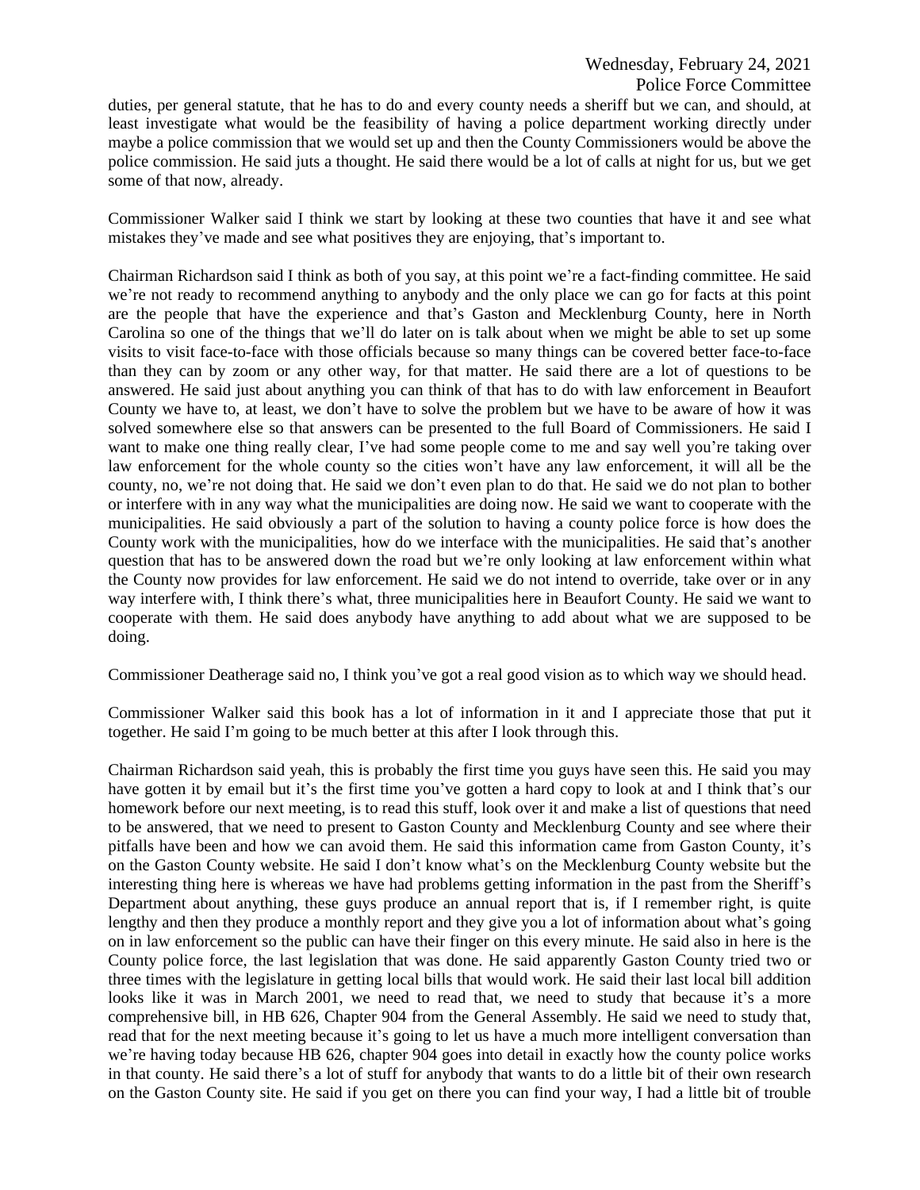duties, per general statute, that he has to do and every county needs a sheriff but we can, and should, at least investigate what would be the feasibility of having a police department working directly under maybe a police commission that we would set up and then the County Commissioners would be above the police commission. He said juts a thought. He said there would be a lot of calls at night for us, but we get some of that now, already.

Commissioner Walker said I think we start by looking at these two counties that have it and see what mistakes they've made and see what positives they are enjoying, that's important to.

Chairman Richardson said I think as both of you say, at this point we're a fact-finding committee. He said we're not ready to recommend anything to anybody and the only place we can go for facts at this point are the people that have the experience and that's Gaston and Mecklenburg County, here in North Carolina so one of the things that we'll do later on is talk about when we might be able to set up some visits to visit face-to-face with those officials because so many things can be covered better face-to-face than they can by zoom or any other way, for that matter. He said there are a lot of questions to be answered. He said just about anything you can think of that has to do with law enforcement in Beaufort County we have to, at least, we don't have to solve the problem but we have to be aware of how it was solved somewhere else so that answers can be presented to the full Board of Commissioners. He said I want to make one thing really clear, I've had some people come to me and say well you're taking over law enforcement for the whole county so the cities won't have any law enforcement, it will all be the county, no, we're not doing that. He said we don't even plan to do that. He said we do not plan to bother or interfere with in any way what the municipalities are doing now. He said we want to cooperate with the municipalities. He said obviously a part of the solution to having a county police force is how does the County work with the municipalities, how do we interface with the municipalities. He said that's another question that has to be answered down the road but we're only looking at law enforcement within what the County now provides for law enforcement. He said we do not intend to override, take over or in any way interfere with, I think there's what, three municipalities here in Beaufort County. He said we want to cooperate with them. He said does anybody have anything to add about what we are supposed to be doing.

Commissioner Deatherage said no, I think you've got a real good vision as to which way we should head.

Commissioner Walker said this book has a lot of information in it and I appreciate those that put it together. He said I'm going to be much better at this after I look through this.

Chairman Richardson said yeah, this is probably the first time you guys have seen this. He said you may have gotten it by email but it's the first time you've gotten a hard copy to look at and I think that's our homework before our next meeting, is to read this stuff, look over it and make a list of questions that need to be answered, that we need to present to Gaston County and Mecklenburg County and see where their pitfalls have been and how we can avoid them. He said this information came from Gaston County, it's on the Gaston County website. He said I don't know what's on the Mecklenburg County website but the interesting thing here is whereas we have had problems getting information in the past from the Sheriff's Department about anything, these guys produce an annual report that is, if I remember right, is quite lengthy and then they produce a monthly report and they give you a lot of information about what's going on in law enforcement so the public can have their finger on this every minute. He said also in here is the County police force, the last legislation that was done. He said apparently Gaston County tried two or three times with the legislature in getting local bills that would work. He said their last local bill addition looks like it was in March 2001, we need to read that, we need to study that because it's a more comprehensive bill, in HB 626, Chapter 904 from the General Assembly. He said we need to study that, read that for the next meeting because it's going to let us have a much more intelligent conversation than we're having today because HB 626, chapter 904 goes into detail in exactly how the county police works in that county. He said there's a lot of stuff for anybody that wants to do a little bit of their own research on the Gaston County site. He said if you get on there you can find your way, I had a little bit of trouble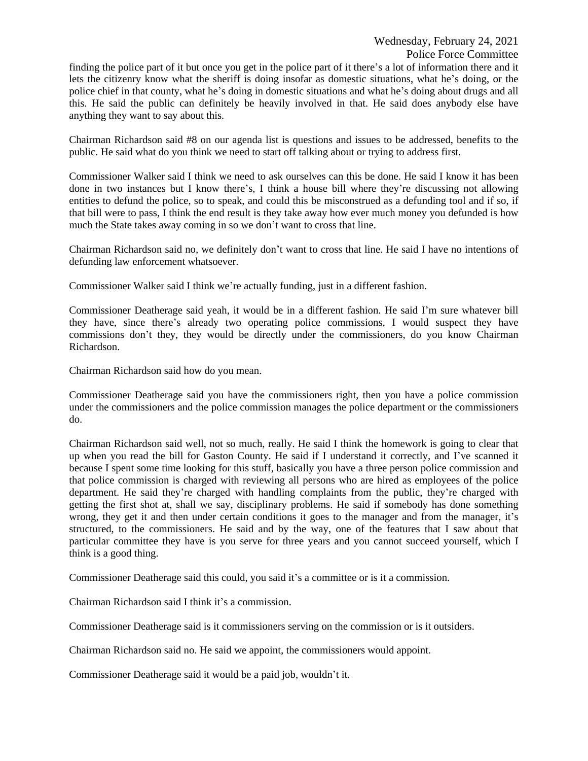finding the police part of it but once you get in the police part of it there's a lot of information there and it lets the citizenry know what the sheriff is doing insofar as domestic situations, what he's doing, or the police chief in that county, what he's doing in domestic situations and what he's doing about drugs and all this. He said the public can definitely be heavily involved in that. He said does anybody else have anything they want to say about this.

Chairman Richardson said #8 on our agenda list is questions and issues to be addressed, benefits to the public. He said what do you think we need to start off talking about or trying to address first.

Commissioner Walker said I think we need to ask ourselves can this be done. He said I know it has been done in two instances but I know there's, I think a house bill where they're discussing not allowing entities to defund the police, so to speak, and could this be misconstrued as a defunding tool and if so, if that bill were to pass, I think the end result is they take away how ever much money you defunded is how much the State takes away coming in so we don't want to cross that line.

Chairman Richardson said no, we definitely don't want to cross that line. He said I have no intentions of defunding law enforcement whatsoever.

Commissioner Walker said I think we're actually funding, just in a different fashion.

Commissioner Deatherage said yeah, it would be in a different fashion. He said I'm sure whatever bill they have, since there's already two operating police commissions, I would suspect they have commissions don't they, they would be directly under the commissioners, do you know Chairman Richardson.

Chairman Richardson said how do you mean.

Commissioner Deatherage said you have the commissioners right, then you have a police commission under the commissioners and the police commission manages the police department or the commissioners do.

Chairman Richardson said well, not so much, really. He said I think the homework is going to clear that up when you read the bill for Gaston County. He said if I understand it correctly, and I've scanned it because I spent some time looking for this stuff, basically you have a three person police commission and that police commission is charged with reviewing all persons who are hired as employees of the police department. He said they're charged with handling complaints from the public, they're charged with getting the first shot at, shall we say, disciplinary problems. He said if somebody has done something wrong, they get it and then under certain conditions it goes to the manager and from the manager, it's structured, to the commissioners. He said and by the way, one of the features that I saw about that particular committee they have is you serve for three years and you cannot succeed yourself, which I think is a good thing.

Commissioner Deatherage said this could, you said it's a committee or is it a commission.

Chairman Richardson said I think it's a commission.

Commissioner Deatherage said is it commissioners serving on the commission or is it outsiders.

Chairman Richardson said no. He said we appoint, the commissioners would appoint.

Commissioner Deatherage said it would be a paid job, wouldn't it.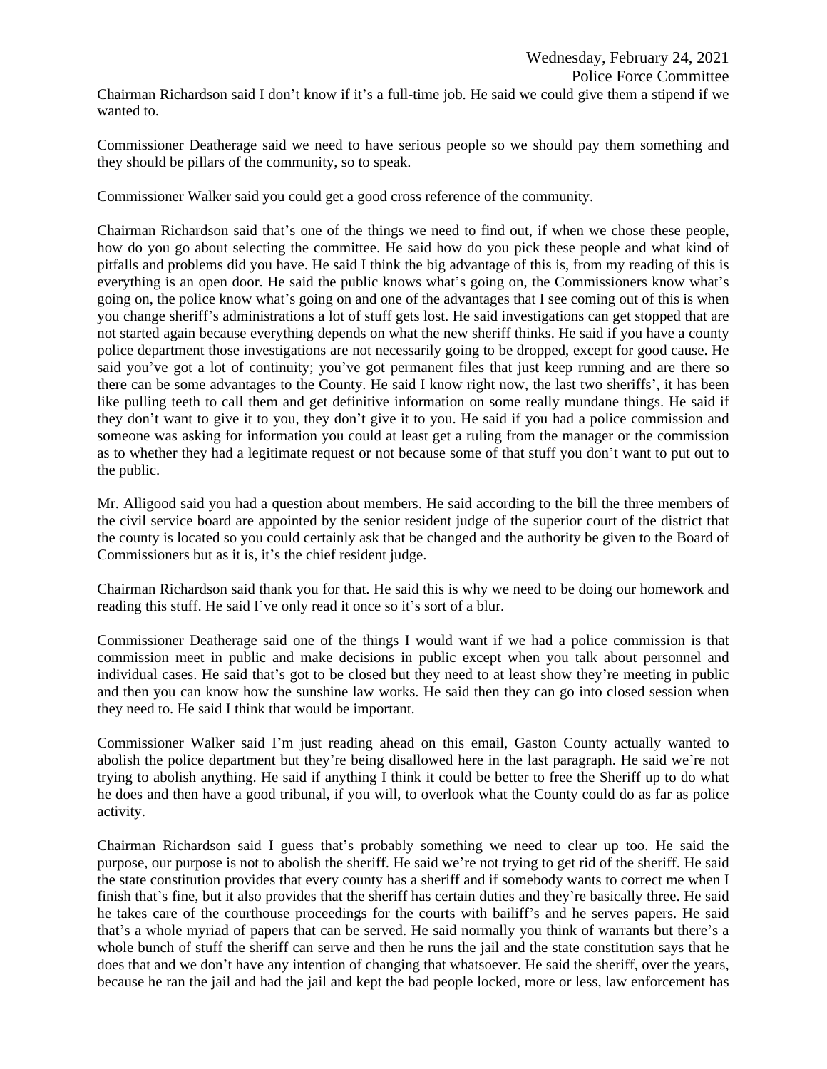Chairman Richardson said I don't know if it's a full-time job. He said we could give them a stipend if we wanted to.

Commissioner Deatherage said we need to have serious people so we should pay them something and they should be pillars of the community, so to speak.

Commissioner Walker said you could get a good cross reference of the community.

Chairman Richardson said that's one of the things we need to find out, if when we chose these people, how do you go about selecting the committee. He said how do you pick these people and what kind of pitfalls and problems did you have. He said I think the big advantage of this is, from my reading of this is everything is an open door. He said the public knows what's going on, the Commissioners know what's going on, the police know what's going on and one of the advantages that I see coming out of this is when you change sheriff's administrations a lot of stuff gets lost. He said investigations can get stopped that are not started again because everything depends on what the new sheriff thinks. He said if you have a county police department those investigations are not necessarily going to be dropped, except for good cause. He said you've got a lot of continuity; you've got permanent files that just keep running and are there so there can be some advantages to the County. He said I know right now, the last two sheriffs', it has been like pulling teeth to call them and get definitive information on some really mundane things. He said if they don't want to give it to you, they don't give it to you. He said if you had a police commission and someone was asking for information you could at least get a ruling from the manager or the commission as to whether they had a legitimate request or not because some of that stuff you don't want to put out to the public.

Mr. Alligood said you had a question about members. He said according to the bill the three members of the civil service board are appointed by the senior resident judge of the superior court of the district that the county is located so you could certainly ask that be changed and the authority be given to the Board of Commissioners but as it is, it's the chief resident judge.

Chairman Richardson said thank you for that. He said this is why we need to be doing our homework and reading this stuff. He said I've only read it once so it's sort of a blur.

Commissioner Deatherage said one of the things I would want if we had a police commission is that commission meet in public and make decisions in public except when you talk about personnel and individual cases. He said that's got to be closed but they need to at least show they're meeting in public and then you can know how the sunshine law works. He said then they can go into closed session when they need to. He said I think that would be important.

Commissioner Walker said I'm just reading ahead on this email, Gaston County actually wanted to abolish the police department but they're being disallowed here in the last paragraph. He said we're not trying to abolish anything. He said if anything I think it could be better to free the Sheriff up to do what he does and then have a good tribunal, if you will, to overlook what the County could do as far as police activity.

Chairman Richardson said I guess that's probably something we need to clear up too. He said the purpose, our purpose is not to abolish the sheriff. He said we're not trying to get rid of the sheriff. He said the state constitution provides that every county has a sheriff and if somebody wants to correct me when I finish that's fine, but it also provides that the sheriff has certain duties and they're basically three. He said he takes care of the courthouse proceedings for the courts with bailiff's and he serves papers. He said that's a whole myriad of papers that can be served. He said normally you think of warrants but there's a whole bunch of stuff the sheriff can serve and then he runs the jail and the state constitution says that he does that and we don't have any intention of changing that whatsoever. He said the sheriff, over the years, because he ran the jail and had the jail and kept the bad people locked, more or less, law enforcement has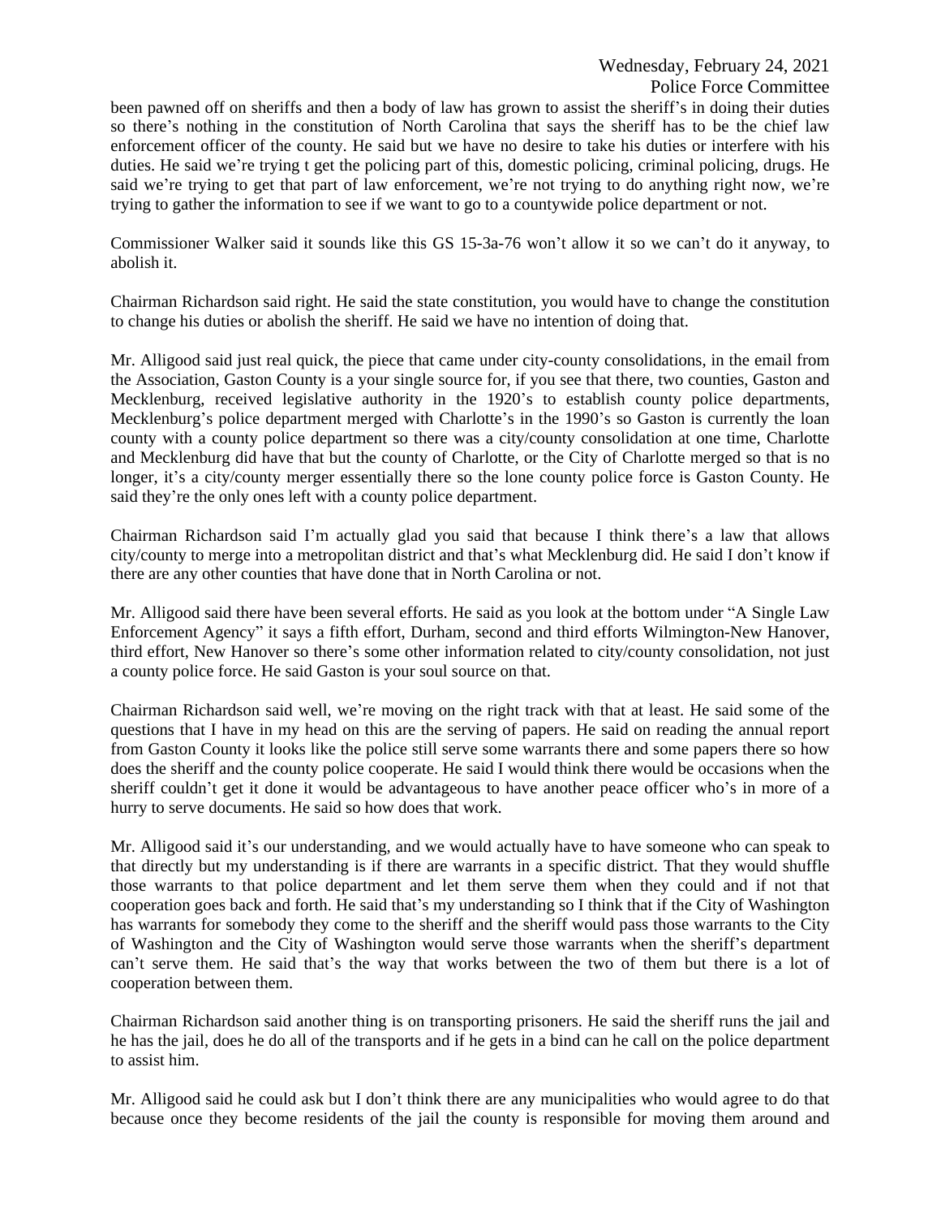been pawned off on sheriffs and then a body of law has grown to assist the sheriff's in doing their duties so there's nothing in the constitution of North Carolina that says the sheriff has to be the chief law enforcement officer of the county. He said but we have no desire to take his duties or interfere with his duties. He said we're trying t get the policing part of this, domestic policing, criminal policing, drugs. He said we're trying to get that part of law enforcement, we're not trying to do anything right now, we're trying to gather the information to see if we want to go to a countywide police department or not.

Commissioner Walker said it sounds like this GS 15-3a-76 won't allow it so we can't do it anyway, to abolish it.

Chairman Richardson said right. He said the state constitution, you would have to change the constitution to change his duties or abolish the sheriff. He said we have no intention of doing that.

Mr. Alligood said just real quick, the piece that came under city-county consolidations, in the email from the Association, Gaston County is a your single source for, if you see that there, two counties, Gaston and Mecklenburg, received legislative authority in the 1920's to establish county police departments, Mecklenburg's police department merged with Charlotte's in the 1990's so Gaston is currently the loan county with a county police department so there was a city/county consolidation at one time, Charlotte and Mecklenburg did have that but the county of Charlotte, or the City of Charlotte merged so that is no longer, it's a city/county merger essentially there so the lone county police force is Gaston County. He said they're the only ones left with a county police department.

Chairman Richardson said I'm actually glad you said that because I think there's a law that allows city/county to merge into a metropolitan district and that's what Mecklenburg did. He said I don't know if there are any other counties that have done that in North Carolina or not.

Mr. Alligood said there have been several efforts. He said as you look at the bottom under "A Single Law Enforcement Agency" it says a fifth effort, Durham, second and third efforts Wilmington-New Hanover, third effort, New Hanover so there's some other information related to city/county consolidation, not just a county police force. He said Gaston is your soul source on that.

Chairman Richardson said well, we're moving on the right track with that at least. He said some of the questions that I have in my head on this are the serving of papers. He said on reading the annual report from Gaston County it looks like the police still serve some warrants there and some papers there so how does the sheriff and the county police cooperate. He said I would think there would be occasions when the sheriff couldn't get it done it would be advantageous to have another peace officer who's in more of a hurry to serve documents. He said so how does that work.

Mr. Alligood said it's our understanding, and we would actually have to have someone who can speak to that directly but my understanding is if there are warrants in a specific district. That they would shuffle those warrants to that police department and let them serve them when they could and if not that cooperation goes back and forth. He said that's my understanding so I think that if the City of Washington has warrants for somebody they come to the sheriff and the sheriff would pass those warrants to the City of Washington and the City of Washington would serve those warrants when the sheriff's department can't serve them. He said that's the way that works between the two of them but there is a lot of cooperation between them.

Chairman Richardson said another thing is on transporting prisoners. He said the sheriff runs the jail and he has the jail, does he do all of the transports and if he gets in a bind can he call on the police department to assist him.

Mr. Alligood said he could ask but I don't think there are any municipalities who would agree to do that because once they become residents of the jail the county is responsible for moving them around and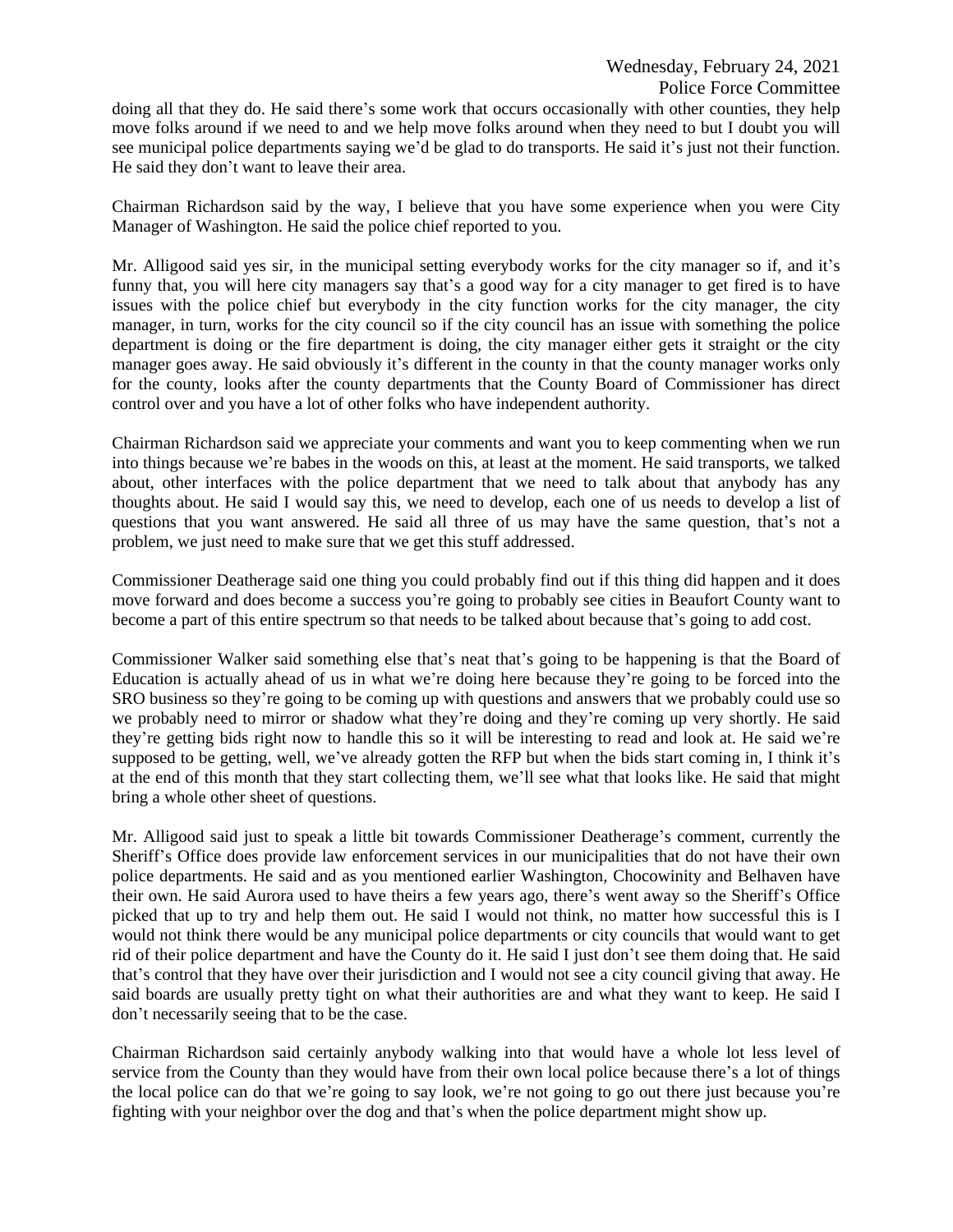doing all that they do. He said there's some work that occurs occasionally with other counties, they help move folks around if we need to and we help move folks around when they need to but I doubt you will see municipal police departments saying we'd be glad to do transports. He said it's just not their function. He said they don't want to leave their area.

Chairman Richardson said by the way, I believe that you have some experience when you were City Manager of Washington. He said the police chief reported to you.

Mr. Alligood said yes sir, in the municipal setting everybody works for the city manager so if, and it's funny that, you will here city managers say that's a good way for a city manager to get fired is to have issues with the police chief but everybody in the city function works for the city manager, the city manager, in turn, works for the city council so if the city council has an issue with something the police department is doing or the fire department is doing, the city manager either gets it straight or the city manager goes away. He said obviously it's different in the county in that the county manager works only for the county, looks after the county departments that the County Board of Commissioner has direct control over and you have a lot of other folks who have independent authority.

Chairman Richardson said we appreciate your comments and want you to keep commenting when we run into things because we're babes in the woods on this, at least at the moment. He said transports, we talked about, other interfaces with the police department that we need to talk about that anybody has any thoughts about. He said I would say this, we need to develop, each one of us needs to develop a list of questions that you want answered. He said all three of us may have the same question, that's not a problem, we just need to make sure that we get this stuff addressed.

Commissioner Deatherage said one thing you could probably find out if this thing did happen and it does move forward and does become a success you're going to probably see cities in Beaufort County want to become a part of this entire spectrum so that needs to be talked about because that's going to add cost.

Commissioner Walker said something else that's neat that's going to be happening is that the Board of Education is actually ahead of us in what we're doing here because they're going to be forced into the SRO business so they're going to be coming up with questions and answers that we probably could use so we probably need to mirror or shadow what they're doing and they're coming up very shortly. He said they're getting bids right now to handle this so it will be interesting to read and look at. He said we're supposed to be getting, well, we've already gotten the RFP but when the bids start coming in, I think it's at the end of this month that they start collecting them, we'll see what that looks like. He said that might bring a whole other sheet of questions.

Mr. Alligood said just to speak a little bit towards Commissioner Deatherage's comment, currently the Sheriff's Office does provide law enforcement services in our municipalities that do not have their own police departments. He said and as you mentioned earlier Washington, Chocowinity and Belhaven have their own. He said Aurora used to have theirs a few years ago, there's went away so the Sheriff's Office picked that up to try and help them out. He said I would not think, no matter how successful this is I would not think there would be any municipal police departments or city councils that would want to get rid of their police department and have the County do it. He said I just don't see them doing that. He said that's control that they have over their jurisdiction and I would not see a city council giving that away. He said boards are usually pretty tight on what their authorities are and what they want to keep. He said I don't necessarily seeing that to be the case.

Chairman Richardson said certainly anybody walking into that would have a whole lot less level of service from the County than they would have from their own local police because there's a lot of things the local police can do that we're going to say look, we're not going to go out there just because you're fighting with your neighbor over the dog and that's when the police department might show up.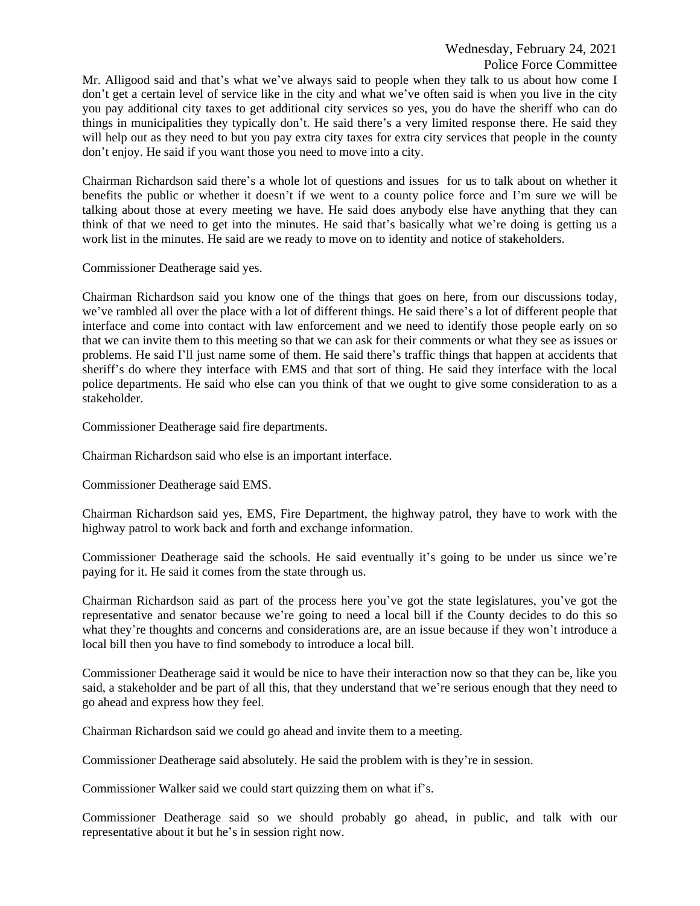Mr. Alligood said and that's what we've always said to people when they talk to us about how come I don't get a certain level of service like in the city and what we've often said is when you live in the city you pay additional city taxes to get additional city services so yes, you do have the sheriff who can do things in municipalities they typically don't. He said there's a very limited response there. He said they will help out as they need to but you pay extra city taxes for extra city services that people in the county don't enjoy. He said if you want those you need to move into a city.

Chairman Richardson said there's a whole lot of questions and issues for us to talk about on whether it benefits the public or whether it doesn't if we went to a county police force and I'm sure we will be talking about those at every meeting we have. He said does anybody else have anything that they can think of that we need to get into the minutes. He said that's basically what we're doing is getting us a work list in the minutes. He said are we ready to move on to identity and notice of stakeholders.

Commissioner Deatherage said yes.

Chairman Richardson said you know one of the things that goes on here, from our discussions today, we've rambled all over the place with a lot of different things. He said there's a lot of different people that interface and come into contact with law enforcement and we need to identify those people early on so that we can invite them to this meeting so that we can ask for their comments or what they see as issues or problems. He said I'll just name some of them. He said there's traffic things that happen at accidents that sheriff's do where they interface with EMS and that sort of thing. He said they interface with the local police departments. He said who else can you think of that we ought to give some consideration to as a stakeholder.

Commissioner Deatherage said fire departments.

Chairman Richardson said who else is an important interface.

Commissioner Deatherage said EMS.

Chairman Richardson said yes, EMS, Fire Department, the highway patrol, they have to work with the highway patrol to work back and forth and exchange information.

Commissioner Deatherage said the schools. He said eventually it's going to be under us since we're paying for it. He said it comes from the state through us.

Chairman Richardson said as part of the process here you've got the state legislatures, you've got the representative and senator because we're going to need a local bill if the County decides to do this so what they're thoughts and concerns and considerations are, are an issue because if they won't introduce a local bill then you have to find somebody to introduce a local bill.

Commissioner Deatherage said it would be nice to have their interaction now so that they can be, like you said, a stakeholder and be part of all this, that they understand that we're serious enough that they need to go ahead and express how they feel.

Chairman Richardson said we could go ahead and invite them to a meeting.

Commissioner Deatherage said absolutely. He said the problem with is they're in session.

Commissioner Walker said we could start quizzing them on what if's.

Commissioner Deatherage said so we should probably go ahead, in public, and talk with our representative about it but he's in session right now.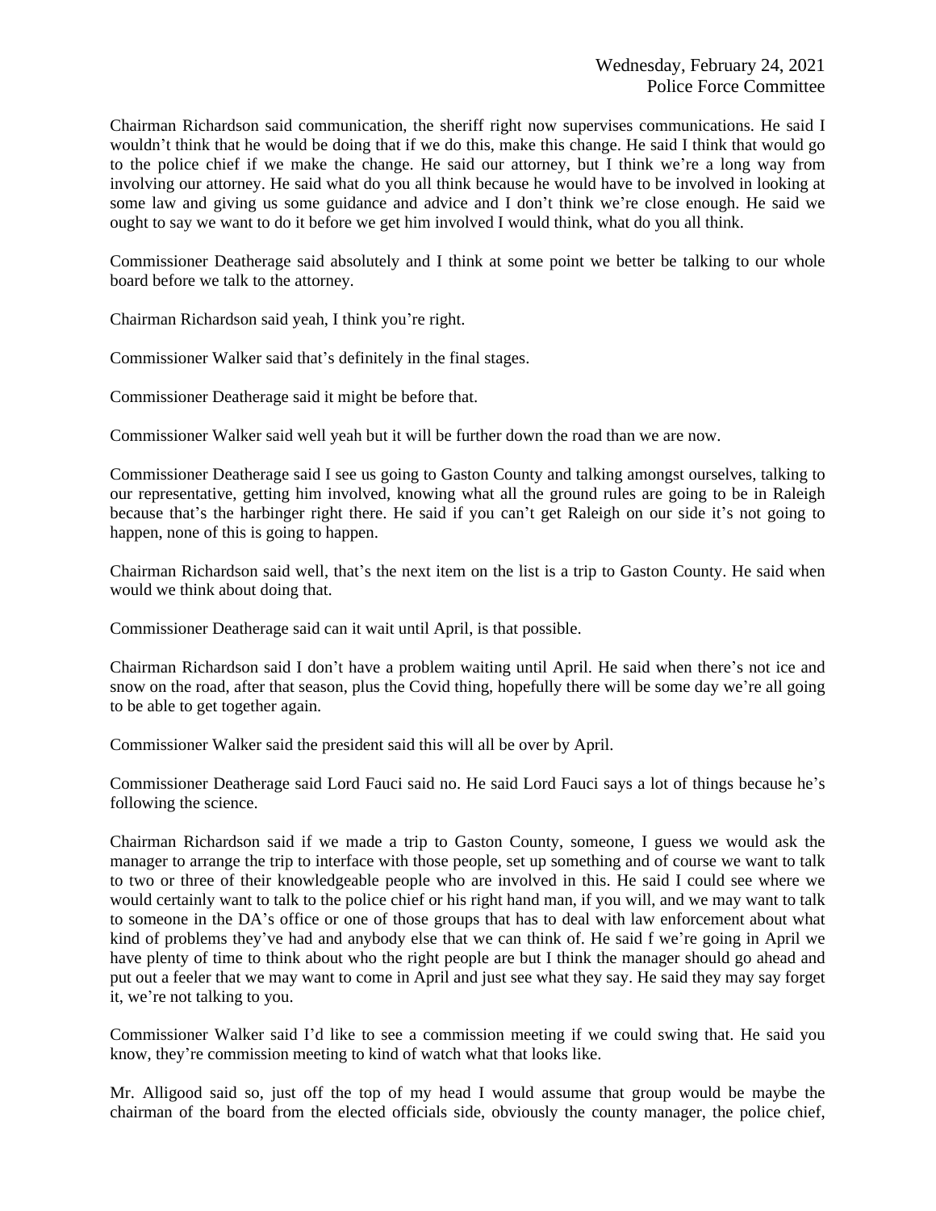Chairman Richardson said communication, the sheriff right now supervises communications. He said I wouldn't think that he would be doing that if we do this, make this change. He said I think that would go to the police chief if we make the change. He said our attorney, but I think we're a long way from involving our attorney. He said what do you all think because he would have to be involved in looking at some law and giving us some guidance and advice and I don't think we're close enough. He said we ought to say we want to do it before we get him involved I would think, what do you all think.

Commissioner Deatherage said absolutely and I think at some point we better be talking to our whole board before we talk to the attorney.

Chairman Richardson said yeah, I think you're right.

Commissioner Walker said that's definitely in the final stages.

Commissioner Deatherage said it might be before that.

Commissioner Walker said well yeah but it will be further down the road than we are now.

Commissioner Deatherage said I see us going to Gaston County and talking amongst ourselves, talking to our representative, getting him involved, knowing what all the ground rules are going to be in Raleigh because that's the harbinger right there. He said if you can't get Raleigh on our side it's not going to happen, none of this is going to happen.

Chairman Richardson said well, that's the next item on the list is a trip to Gaston County. He said when would we think about doing that.

Commissioner Deatherage said can it wait until April, is that possible.

Chairman Richardson said I don't have a problem waiting until April. He said when there's not ice and snow on the road, after that season, plus the Covid thing, hopefully there will be some day we're all going to be able to get together again.

Commissioner Walker said the president said this will all be over by April.

Commissioner Deatherage said Lord Fauci said no. He said Lord Fauci says a lot of things because he's following the science.

Chairman Richardson said if we made a trip to Gaston County, someone, I guess we would ask the manager to arrange the trip to interface with those people, set up something and of course we want to talk to two or three of their knowledgeable people who are involved in this. He said I could see where we would certainly want to talk to the police chief or his right hand man, if you will, and we may want to talk to someone in the DA's office or one of those groups that has to deal with law enforcement about what kind of problems they've had and anybody else that we can think of. He said f we're going in April we have plenty of time to think about who the right people are but I think the manager should go ahead and put out a feeler that we may want to come in April and just see what they say. He said they may say forget it, we're not talking to you.

Commissioner Walker said I'd like to see a commission meeting if we could swing that. He said you know, they're commission meeting to kind of watch what that looks like.

Mr. Alligood said so, just off the top of my head I would assume that group would be maybe the chairman of the board from the elected officials side, obviously the county manager, the police chief,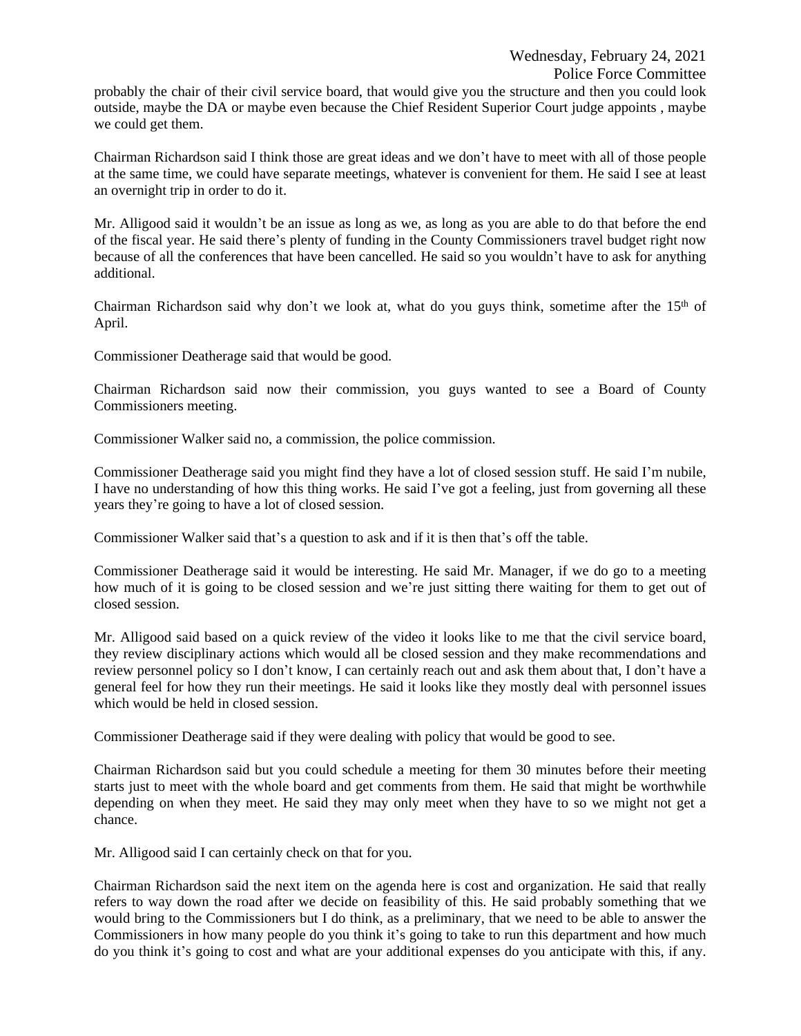probably the chair of their civil service board, that would give you the structure and then you could look outside, maybe the DA or maybe even because the Chief Resident Superior Court judge appoints , maybe we could get them.

Chairman Richardson said I think those are great ideas and we don't have to meet with all of those people at the same time, we could have separate meetings, whatever is convenient for them. He said I see at least an overnight trip in order to do it.

Mr. Alligood said it wouldn't be an issue as long as we, as long as you are able to do that before the end of the fiscal year. He said there's plenty of funding in the County Commissioners travel budget right now because of all the conferences that have been cancelled. He said so you wouldn't have to ask for anything additional.

Chairman Richardson said why don't we look at, what do you guys think, sometime after the 15th of April.

Commissioner Deatherage said that would be good.

Chairman Richardson said now their commission, you guys wanted to see a Board of County Commissioners meeting.

Commissioner Walker said no, a commission, the police commission.

Commissioner Deatherage said you might find they have a lot of closed session stuff. He said I'm nubile, I have no understanding of how this thing works. He said I've got a feeling, just from governing all these years they're going to have a lot of closed session.

Commissioner Walker said that's a question to ask and if it is then that's off the table.

Commissioner Deatherage said it would be interesting. He said Mr. Manager, if we do go to a meeting how much of it is going to be closed session and we're just sitting there waiting for them to get out of closed session.

Mr. Alligood said based on a quick review of the video it looks like to me that the civil service board, they review disciplinary actions which would all be closed session and they make recommendations and review personnel policy so I don't know, I can certainly reach out and ask them about that, I don't have a general feel for how they run their meetings. He said it looks like they mostly deal with personnel issues which would be held in closed session.

Commissioner Deatherage said if they were dealing with policy that would be good to see.

Chairman Richardson said but you could schedule a meeting for them 30 minutes before their meeting starts just to meet with the whole board and get comments from them. He said that might be worthwhile depending on when they meet. He said they may only meet when they have to so we might not get a chance.

Mr. Alligood said I can certainly check on that for you.

Chairman Richardson said the next item on the agenda here is cost and organization. He said that really refers to way down the road after we decide on feasibility of this. He said probably something that we would bring to the Commissioners but I do think, as a preliminary, that we need to be able to answer the Commissioners in how many people do you think it's going to take to run this department and how much do you think it's going to cost and what are your additional expenses do you anticipate with this, if any.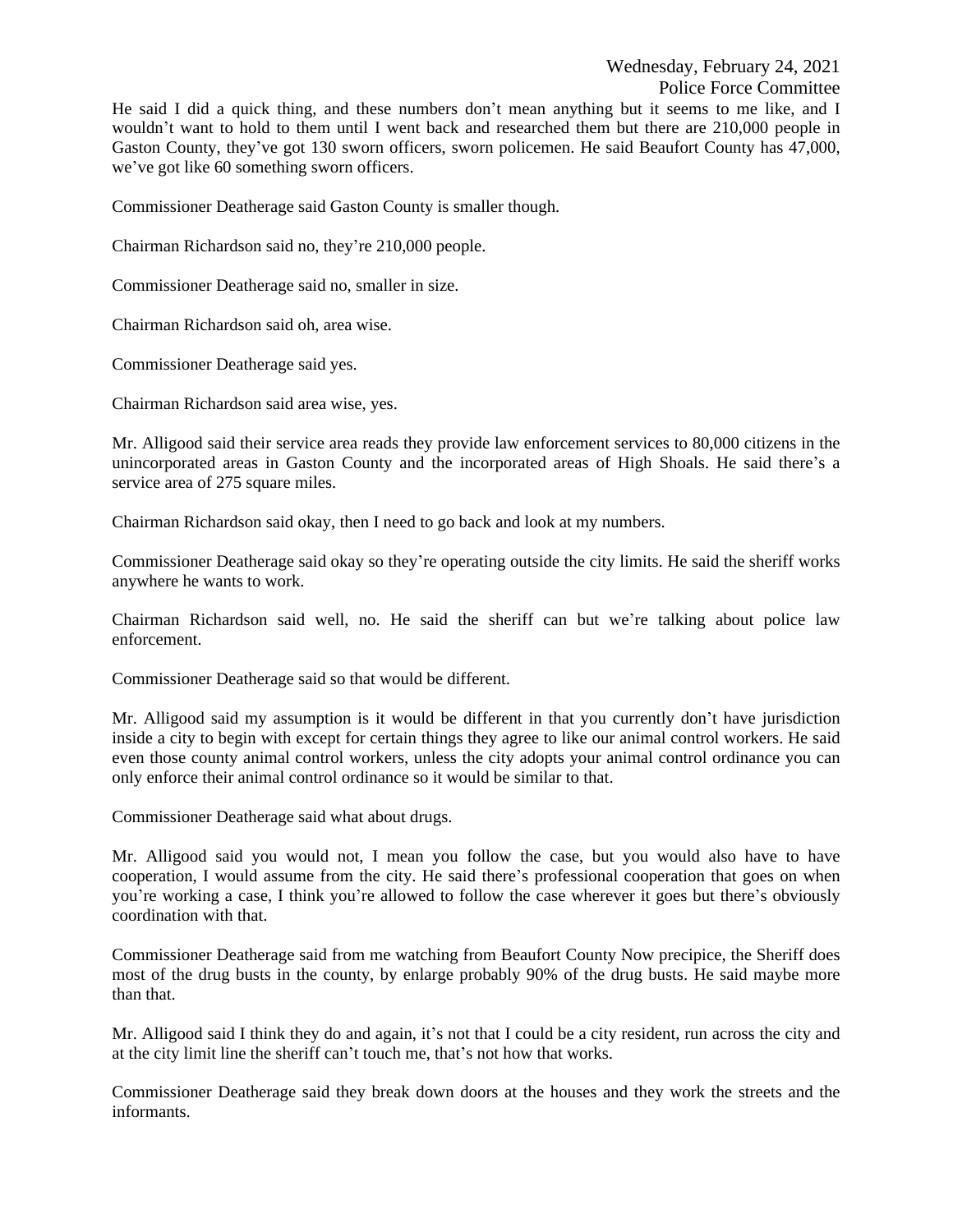He said I did a quick thing, and these numbers don't mean anything but it seems to me like, and I wouldn't want to hold to them until I went back and researched them but there are 210,000 people in Gaston County, they've got 130 sworn officers, sworn policemen. He said Beaufort County has 47,000, we've got like 60 something sworn officers.

Commissioner Deatherage said Gaston County is smaller though.

Chairman Richardson said no, they're 210,000 people.

Commissioner Deatherage said no, smaller in size.

Chairman Richardson said oh, area wise.

Commissioner Deatherage said yes.

Chairman Richardson said area wise, yes.

Mr. Alligood said their service area reads they provide law enforcement services to 80,000 citizens in the unincorporated areas in Gaston County and the incorporated areas of High Shoals. He said there's a service area of 275 square miles.

Chairman Richardson said okay, then I need to go back and look at my numbers.

Commissioner Deatherage said okay so they're operating outside the city limits. He said the sheriff works anywhere he wants to work.

Chairman Richardson said well, no. He said the sheriff can but we're talking about police law enforcement.

Commissioner Deatherage said so that would be different.

Mr. Alligood said my assumption is it would be different in that you currently don't have jurisdiction inside a city to begin with except for certain things they agree to like our animal control workers. He said even those county animal control workers, unless the city adopts your animal control ordinance you can only enforce their animal control ordinance so it would be similar to that.

Commissioner Deatherage said what about drugs.

Mr. Alligood said you would not, I mean you follow the case, but you would also have to have cooperation, I would assume from the city. He said there's professional cooperation that goes on when you're working a case, I think you're allowed to follow the case wherever it goes but there's obviously coordination with that.

Commissioner Deatherage said from me watching from Beaufort County Now precipice, the Sheriff does most of the drug busts in the county, by enlarge probably 90% of the drug busts. He said maybe more than that.

Mr. Alligood said I think they do and again, it's not that I could be a city resident, run across the city and at the city limit line the sheriff can't touch me, that's not how that works.

Commissioner Deatherage said they break down doors at the houses and they work the streets and the informants.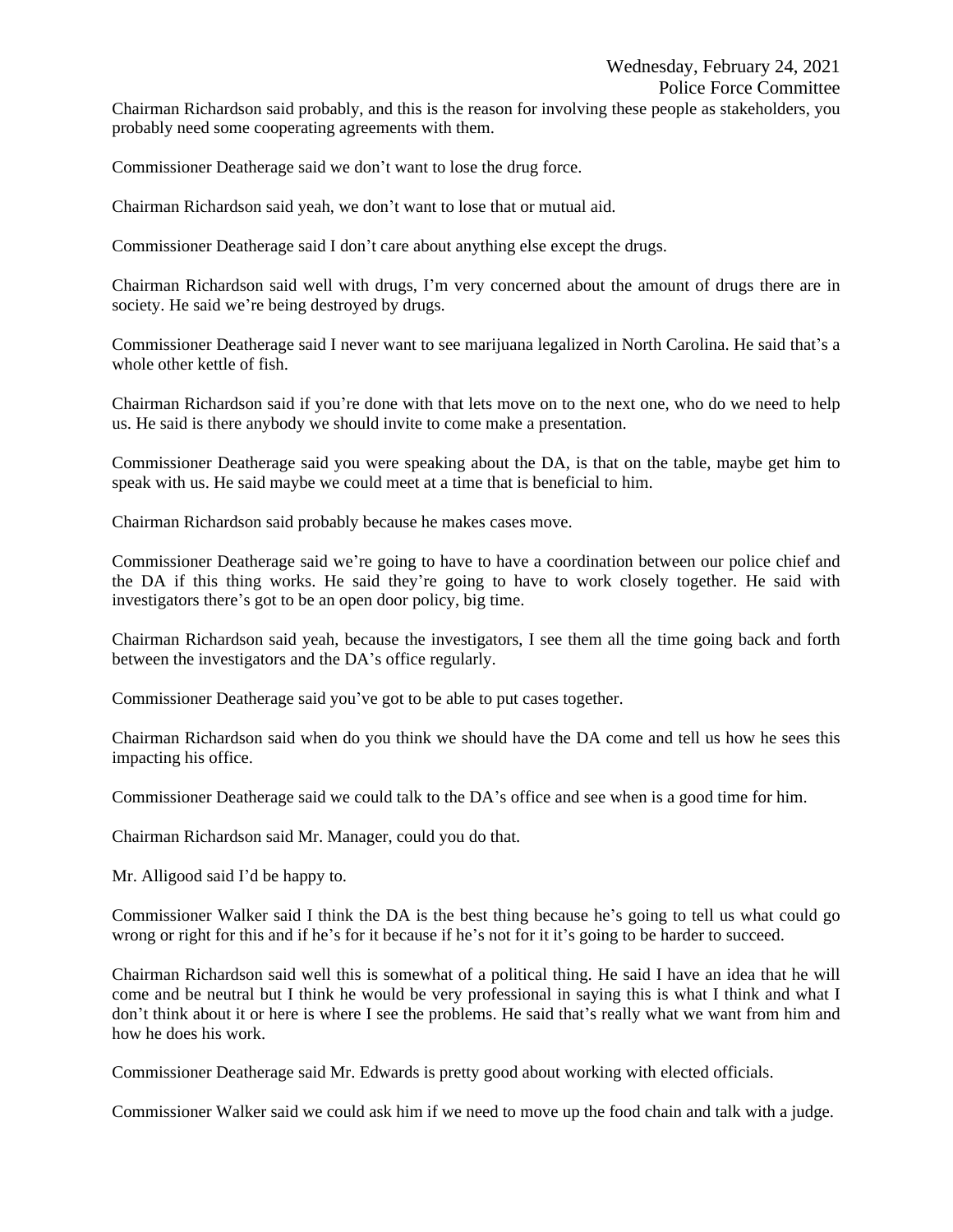Chairman Richardson said probably, and this is the reason for involving these people as stakeholders, you probably need some cooperating agreements with them.

Commissioner Deatherage said we don't want to lose the drug force.

Chairman Richardson said yeah, we don't want to lose that or mutual aid.

Commissioner Deatherage said I don't care about anything else except the drugs.

Chairman Richardson said well with drugs, I'm very concerned about the amount of drugs there are in society. He said we're being destroyed by drugs.

Commissioner Deatherage said I never want to see marijuana legalized in North Carolina. He said that's a whole other kettle of fish.

Chairman Richardson said if you're done with that lets move on to the next one, who do we need to help us. He said is there anybody we should invite to come make a presentation.

Commissioner Deatherage said you were speaking about the DA, is that on the table, maybe get him to speak with us. He said maybe we could meet at a time that is beneficial to him.

Chairman Richardson said probably because he makes cases move.

Commissioner Deatherage said we're going to have to have a coordination between our police chief and the DA if this thing works. He said they're going to have to work closely together. He said with investigators there's got to be an open door policy, big time.

Chairman Richardson said yeah, because the investigators, I see them all the time going back and forth between the investigators and the DA's office regularly.

Commissioner Deatherage said you've got to be able to put cases together.

Chairman Richardson said when do you think we should have the DA come and tell us how he sees this impacting his office.

Commissioner Deatherage said we could talk to the DA's office and see when is a good time for him.

Chairman Richardson said Mr. Manager, could you do that.

Mr. Alligood said I'd be happy to.

Commissioner Walker said I think the DA is the best thing because he's going to tell us what could go wrong or right for this and if he's for it because if he's not for it it's going to be harder to succeed.

Chairman Richardson said well this is somewhat of a political thing. He said I have an idea that he will come and be neutral but I think he would be very professional in saying this is what I think and what I don't think about it or here is where I see the problems. He said that's really what we want from him and how he does his work.

Commissioner Deatherage said Mr. Edwards is pretty good about working with elected officials.

Commissioner Walker said we could ask him if we need to move up the food chain and talk with a judge.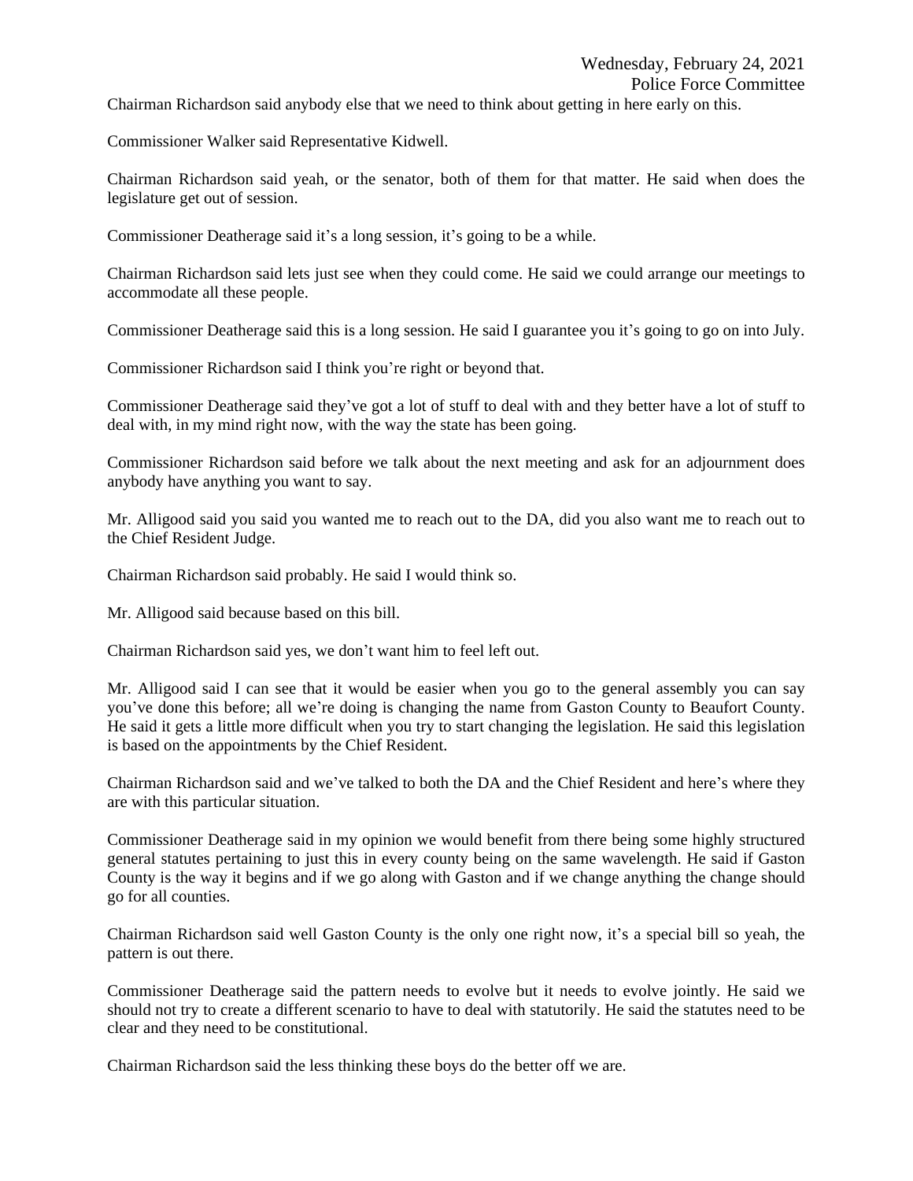Chairman Richardson said anybody else that we need to think about getting in here early on this.

Commissioner Walker said Representative Kidwell.

Chairman Richardson said yeah, or the senator, both of them for that matter. He said when does the legislature get out of session.

Commissioner Deatherage said it's a long session, it's going to be a while.

Chairman Richardson said lets just see when they could come. He said we could arrange our meetings to accommodate all these people.

Commissioner Deatherage said this is a long session. He said I guarantee you it's going to go on into July.

Commissioner Richardson said I think you're right or beyond that.

Commissioner Deatherage said they've got a lot of stuff to deal with and they better have a lot of stuff to deal with, in my mind right now, with the way the state has been going.

Commissioner Richardson said before we talk about the next meeting and ask for an adjournment does anybody have anything you want to say.

Mr. Alligood said you said you wanted me to reach out to the DA, did you also want me to reach out to the Chief Resident Judge.

Chairman Richardson said probably. He said I would think so.

Mr. Alligood said because based on this bill.

Chairman Richardson said yes, we don't want him to feel left out.

Mr. Alligood said I can see that it would be easier when you go to the general assembly you can say you've done this before; all we're doing is changing the name from Gaston County to Beaufort County. He said it gets a little more difficult when you try to start changing the legislation. He said this legislation is based on the appointments by the Chief Resident.

Chairman Richardson said and we've talked to both the DA and the Chief Resident and here's where they are with this particular situation.

Commissioner Deatherage said in my opinion we would benefit from there being some highly structured general statutes pertaining to just this in every county being on the same wavelength. He said if Gaston County is the way it begins and if we go along with Gaston and if we change anything the change should go for all counties.

Chairman Richardson said well Gaston County is the only one right now, it's a special bill so yeah, the pattern is out there.

Commissioner Deatherage said the pattern needs to evolve but it needs to evolve jointly. He said we should not try to create a different scenario to have to deal with statutorily. He said the statutes need to be clear and they need to be constitutional.

Chairman Richardson said the less thinking these boys do the better off we are.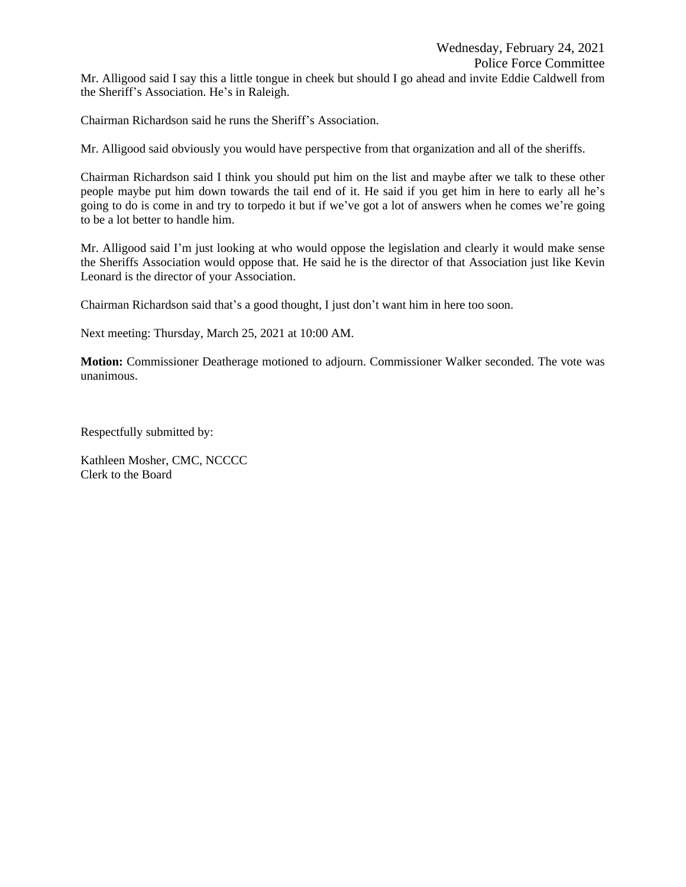Mr. Alligood said I say this a little tongue in cheek but should I go ahead and invite Eddie Caldwell from the Sheriff's Association. He's in Raleigh.

Chairman Richardson said he runs the Sheriff's Association.

Mr. Alligood said obviously you would have perspective from that organization and all of the sheriffs.

Chairman Richardson said I think you should put him on the list and maybe after we talk to these other people maybe put him down towards the tail end of it. He said if you get him in here to early all he's going to do is come in and try to torpedo it but if we've got a lot of answers when he comes we're going to be a lot better to handle him.

Mr. Alligood said I'm just looking at who would oppose the legislation and clearly it would make sense the Sheriffs Association would oppose that. He said he is the director of that Association just like Kevin Leonard is the director of your Association.

Chairman Richardson said that's a good thought, I just don't want him in here too soon.

Next meeting: Thursday, March 25, 2021 at 10:00 AM.

**Motion:** Commissioner Deatherage motioned to adjourn. Commissioner Walker seconded. The vote was unanimous.

Respectfully submitted by:

Kathleen Mosher, CMC, NCCCC
Clerk to the Board